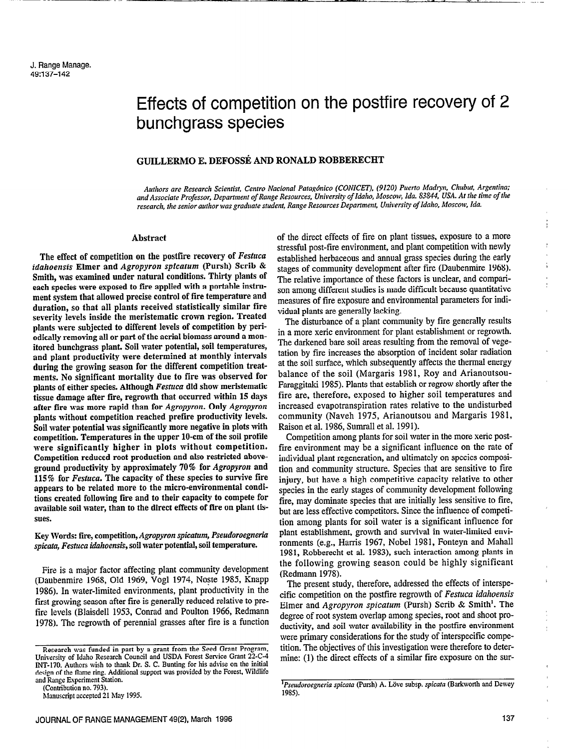# Effects of competition on the postfire recovery of 2 bunchgrass species

**GUILLERMO E. DEFOSSÉ AND RONALD ROBBERECHT**

*Authors are Research Scientist, Centro Nacional Patagónico (CONICET), (9120) Puerto Madryn, Chubut, Argentina; and Associate Professor, Department of Range Resources, University of Idaho, Moscow, Ida. 83844, USA. At the time of the research, the senior author was graduate student, Range Resources Department, University of Idaho, Moscow, Ida.*

## Abstract

**The effect of competition on the postfire recovery of *Festuca idahoensis* Elmer and *Agropyron spicatum* (Pursh) Scrib & Smith, was examined under natural conditions. Thirty plants of each species were exposed to fire applied with a portable instrument system that allowed precise control of fire temperature and duration, so that all plants received statistically similar fire severity levels inside the meristematic crown region. Treated plants were subjected to different levels of competition by periodically removing all or part of the aerial biomass around a monitored bunchgrass plant. Soil water potential, soil temperatures, and plant productivity were determined at monthly intervals during the growing season for the different competition treatments. No significant mortality due to fire was observed for plants of either species. Although *Festuca* did show meristematic tissue damage after fire, regrowth that occurred within 15 days after fire was more rapid than for *Agropyron*. Only *Agropyron* plants without competition reached prefire productivity levels. Soil water potential was significantly more negative in plots with competition. Temperatures in the upper 10-cm of the soil profile were significantly higher in plots without competition. Competition reduced root production and also restricted aboveground productivity by approximately 70% for *Agropyron* and 115% for *Festuca*. The capacity of these species to survive fire appears to be related more to the micro-environmental conditions created following fire and to their capacity to compete for available soil water, than to the direct effects of fire on plant tissues.**

**Key Words: fire, competition, *Agropyron spicatum*, *Pseudoroegneria spicata*, *Festuca idahoensis*, soil water potential, soil temperature.**

Fire is a major factor affecting plant community development (Daubenmire 1968, Old 1969, Vogl 1974, Noste 1985, Knapp 1986). In water-limited environments, plant productivity in the first growing season after fire is generally reduced relative to prefire levels (Blaisdell 1953, Conrad and Poulton 1966, Redmann 1978). The regrowth of perennial grasses after fire is a function of the direct effects of fire on plant tissues, exposure to a more stressful post-fire environment, and plant competition with newly established herbaceous and annual grass species during the early stages of community development after fire (Daubenmire 1968). The relative importance of these factors is unclear, and comparison among different studies is made difficult because quantitative measures of fire exposure and environmental parameters for individual plants are generally lacking.

The disturbance of a plant community by fire generally results in a more xeric environment for plant establishment or regrowth. The darkened bare soil areas resulting from the removal of vegetation by fire increases the absorption of incident solar radiation at the soil surface, which subsequently affects the thermal energy balance of the soil (Margaris 1981, Roy and Arianoutsou-Faraggitaki 1985). Plants that establish or regrow shortly after the fire are, therefore, exposed to higher soil temperatures and increased evapotranspiration rates relative to the undisturbed community (Naveh 1975, Arianoutsou and Margaris 1981, Raison et al. 1986, Sumrall et al. 1991).

Competition among plants for soil water in the more xeric postfire environment may be a significant influence on the rate of individual plant regeneration, and ultimately on species composition and community structure. Species that are sensitive to fire injury, but have a high competitive capacity relative to other species in the early stages of community development following fire, may dominate species that are initially less sensitive to fire, but are less effective competitors. Since the influence of competition among plants for soil water is a significant influence for plant establishment, growth and survival in water-limited environments (e.g., Harris 1967, Nobel 1981, Fonteyn and Mahall 1981, Robberecht et al. 1983), such interaction among plants in the following growing season could be highly significant (Redmann 1978).

The present study, therefore, addressed the effects of interspecific competition on the postfire regrowth of *Festuca idahoensis* Elmer and *Agropyron spicatum* (Pursh) Scrib & Smith[1]. The degree of root system overlap among species, root and shoot productivity, and soil water availability in the postfire environment were primary considerations for the study of interspecific competition. The objectives of this investigation were therefore to determine: (1) the direct effects of a similar fire exposure on the sur-

Research was funded in part by a grant from the Seed Grant Program, University of Idaho Research Council and USDA Forest Service Grant 22-C-4 INT-170. Authors wish to thank Dr. S. C. Bunting for his advise on the initial design of the flame ring. Additional support was provided by the Forest, Wildlife and Range Experiment Station.
(Contribution no. 793).
Manuscript accepted 21 May 1995.

[1] *Pseudoroegneria spicata* (Pursh) A. Löve subsp. *spicata* (Barkworth and Dewey 1985).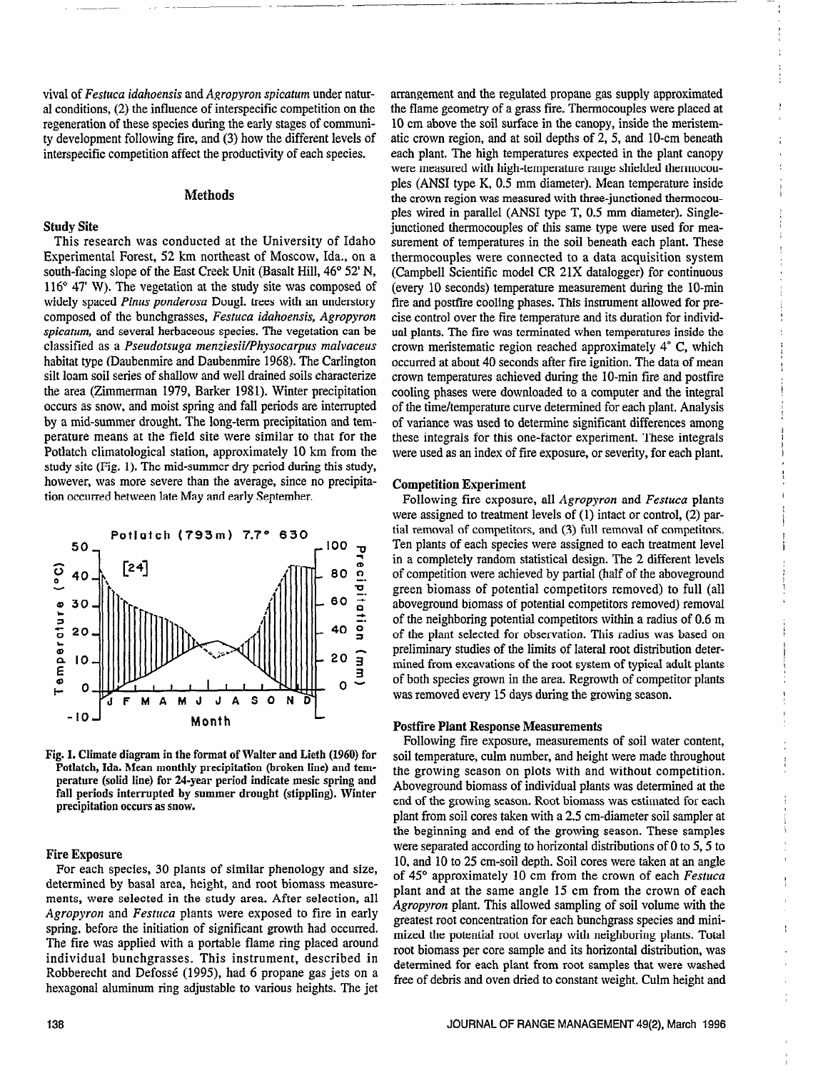vival of *Festuca idahoensis* and *Agropyron spicatum* under natural conditions, (2) the influence of interspecific competition on the regeneration of these species during the early stages of community development following fire, and (3) how the different levels of interspecific competition affect the productivity of each species.

## Methods

### Study Site

This research was conducted at the University of Idaho Experimental Forest, 52 km northeast of Moscow, Ida., on a south-facing slope of the East Creek Unit (Basalt Hill, 46° 52' N, 116° 47' W). The vegetation at the study site was composed of widely spaced *Pinus ponderosa* Dougl. trees with an understory composed of the bunchgrasses, *Festuca idahoensis, Agropyron spicatum,* and several herbaceous species. The vegetation can be classified as a *Pseudotsuga menziesii/Physocarpus malvaceus* habitat type (Daubenmire and Daubenmire 1968). The Carlington silt loam soil series of shallow and well drained soils characterize the area (Zimmerman 1979, Barker 1981). Winter precipitation occurs as snow, and moist spring and fall periods are interrupted by a mid-summer drought. The long-term precipitation and temperature means at the field site were similar to that for the Potlatch climatological station, approximately 10 km from the study site (Fig. 1). The mid-summer dry period during this study, however, was more severe than the average, since no precipitation occurred between late May and early September.

**Fig. 1. Climate diagram in the format of Walter and Lieth (1960) for Potlatch, Ida. Mean monthly precipitation (broken line) and temperature (solid line) for 24-year period indicate mesic spring and fall periods interrupted by summer drought (stippling). Winter precipitation occurs as snow.**

### Fire Exposure

For each species, 30 plants of similar phenology and size, determined by basal area, height, and root biomass measurements, were selected in the study area. After selection, all *Agropyron* and *Festuca* plants were exposed to fire in early spring, before the initiation of significant growth had occurred. The fire was applied with a portable flame ring placed around individual bunchgrasses. This instrument, described in Robberecht and Defossé (1995), had 6 propane gas jets on a hexagonal aluminum ring adjustable to various heights. The jet arrangement and the regulated propane gas supply approximated the flame geometry of a grass fire. Thermocouples were placed at 10 cm above the soil surface in the canopy, inside the meristematic crown region, and at soil depths of 2, 5, and 10-cm beneath each plant. The high temperatures expected in the plant canopy were measured with high-temperature range shielded thermocouples (ANSI type K, 0.5 mm diameter). Mean temperature inside the crown region was measured with three-junctioned thermocouples wired in parallel (ANSI type T, 0.5 mm diameter). Single-junctioned thermocouples of this same type were used for measurement of temperatures in the soil beneath each plant. These thermocouples were connected to a data acquisition system (Campbell Scientific model CR 21X datalogger) for continuous (every 10 seconds) temperature measurement during the 10-min fire and postfire cooling phases. This instrument allowed for precise control over the fire temperature and its duration for individual plants. The fire was terminated when temperatures inside the crown meristematic region reached approximately 4° C, which occurred at about 40 seconds after fire ignition. The data of mean crown temperatures achieved during the 10-min fire and postfire cooling phases were downloaded to a computer and the integral of the time/temperature curve determined for each plant. Analysis of variance was used to determine significant differences among these integrals for this one-factor experiment. These integrals were used as an index of fire exposure, or severity, for each plant.

### Competition Experiment

Following fire exposure, all *Agropyron* and *Festuca* plants were assigned to treatment levels of (1) intact or control, (2) partial removal of competitors, and (3) full removal of competitors. Ten plants of each species were assigned to each treatment level in a completely random statistical design. The 2 different levels of competition were achieved by partial (half of the aboveground green biomass of potential competitors removed) to full (all aboveground biomass of potential competitors removed) removal of the neighboring potential competitors within a radius of 0.6 m of the plant selected for observation. This radius was based on preliminary studies of the limits of lateral root distribution determined from excavations of the root system of typical adult plants of both species grown in the area. Regrowth of competitor plants was removed every 15 days during the growing season.

### Postfire Plant Response Measurements

Following fire exposure, measurements of soil water content, soil temperature, culm number, and height were made throughout the growing season on plots with and without competition. Aboveground biomass of individual plants was determined at the end of the growing season. Root biomass was estimated for each plant from soil cores taken with a 2.5 cm-diameter soil sampler at the beginning and end of the growing season. These samples were separated according to horizontal distributions of 0 to 5, 5 to 10, and 10 to 25 cm-soil depth. Soil cores were taken at an angle of 45° approximately 10 cm from the crown of each *Festuca* plant and at the same angle 15 cm from the crown of each *Agropyron* plant. This allowed sampling of soil volume with the greatest root concentration for each bunchgrass species and minimized the potential root overlap with neighboring plants. Total root biomass per core sample and its horizontal distribution, was determined for each plant from root samples that were washed free of debris and oven dried to constant weight. Culm height and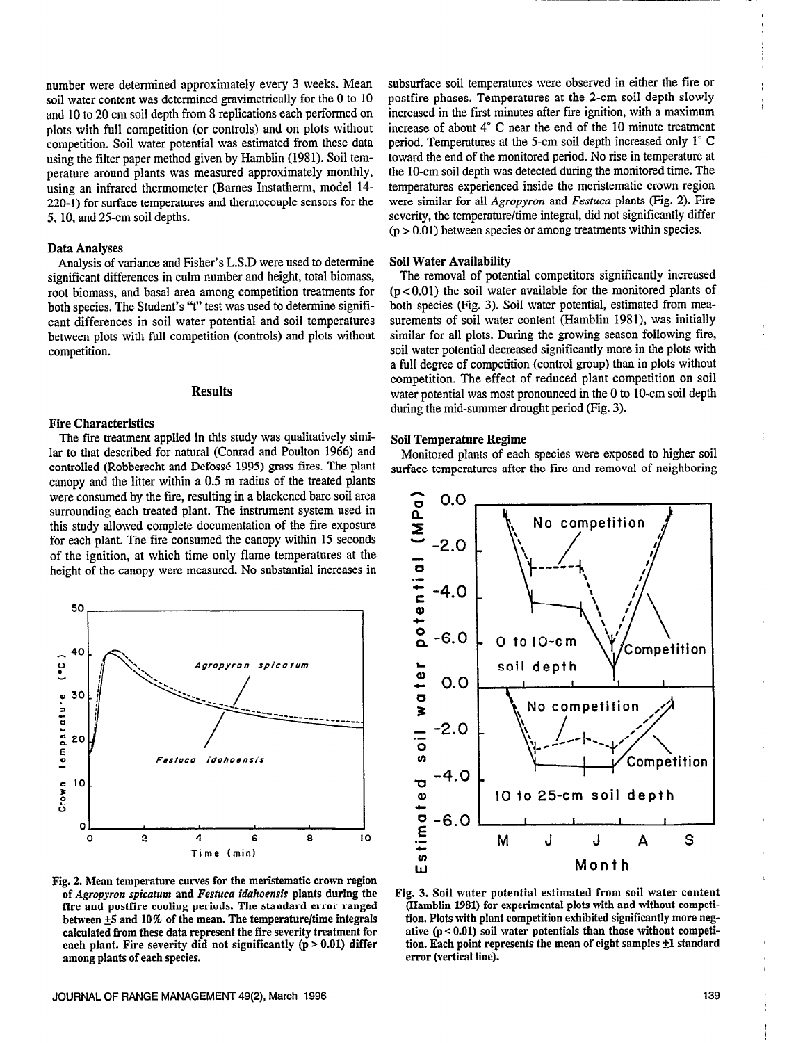number were determined approximately every 3 weeks. Mean soil water content was determined gravimetrically for the 0 to 10 and 10 to 20 cm soil depth from 8 replications each performed on plots with full competition (or controls) and on plots without competition. Soil water potential was estimated from these data using the filter paper method given by Hamblin (1981). Soil temperature around plants was measured approximately monthly, using an infrared thermometer (Barnes Instatherm, model 14-220-1) for surface temperatures and thermocouple sensors for the 5, 10, and 25-cm soil depths.

### Data Analyses

Analysis of variance and Fisher's L.S.D were used to determine significant differences in culm number and height, total biomass, root biomass, and basal area among competition treatments for both species. The Student's "t" test was used to determine significant differences in soil water potential and soil temperatures between plots with full competition (controls) and plots without competition.

## Results

### Fire Characteristics

The fire treatment applied in this study was qualitatively similar to that described for natural (Conrad and Poulton 1966) and controlled (Robberecht and Defossé 1995) grass fires. The plant canopy and the litter within a 0.5 m radius of the treated plants were consumed by the fire, resulting in a blackened bare soil area surrounding each treated plant. The instrument system used in this study allowed complete documentation of the fire exposure for each plant. The fire consumed the canopy within 15 seconds of the ignition, at which time only flame temperatures at the height of the canopy were measured. No substantial increases in subsurface soil temperatures were observed in either the fire or postfire phases. Temperatures at the 2-cm soil depth slowly increased in the first minutes after fire ignition, with a maximum increase of about 4° C near the end of the 10 minute treatment period. Temperatures at the 5-cm soil depth increased only 1° C toward the end of the monitored period. No rise in temperature at the 10-cm soil depth was detected during the monitored time. The temperatures experienced inside the meristematic crown region were similar for all *Agropyron* and *Festuca* plants (Fig. 2). Fire severity, the temperature/time integral, did not significantly differ ($p > 0.01$) between species or among treatments within species.

Fig. 2. Mean temperature curves for the meristematic crown region of *Agropyron spicatum* and *Festuca idahoensis* plants during the fire and postfire cooling periods. The standard error ranged between ±5 and 10% of the mean. The temperature/time integrals calculated from these data represent the fire severity treatment for each plant. Fire severity did not significantly ($p > 0.01$) differ among plants of each species.

### Soil Water Availability

The removal of potential competitors significantly increased ($p < 0.01$) the soil water available for the monitored plants of both species (Fig. 3). Soil water potential, estimated from measurements of soil water content (Hamblin 1981), was initially similar for all plots. During the growing season following fire, soil water potential decreased significantly more in the plots with a full degree of competition (control group) than in plots without competition. The effect of reduced plant competition on soil water potential was most pronounced in the 0 to 10-cm soil depth during the mid-summer drought period (Fig. 3).

### Soil Temperature Regime

Monitored plants of each species were exposed to higher soil surface temperatures after the fire and removal of neighboring

Fig. 3. Soil water potential estimated from soil water content (Hamblin 1981) for experimental plots with and without competition. Plots with plant competition exhibited significantly more negative ($p < 0.01$) soil water potentials than those without competition. Each point represents the mean of eight samples ±1 standard error (vertical line).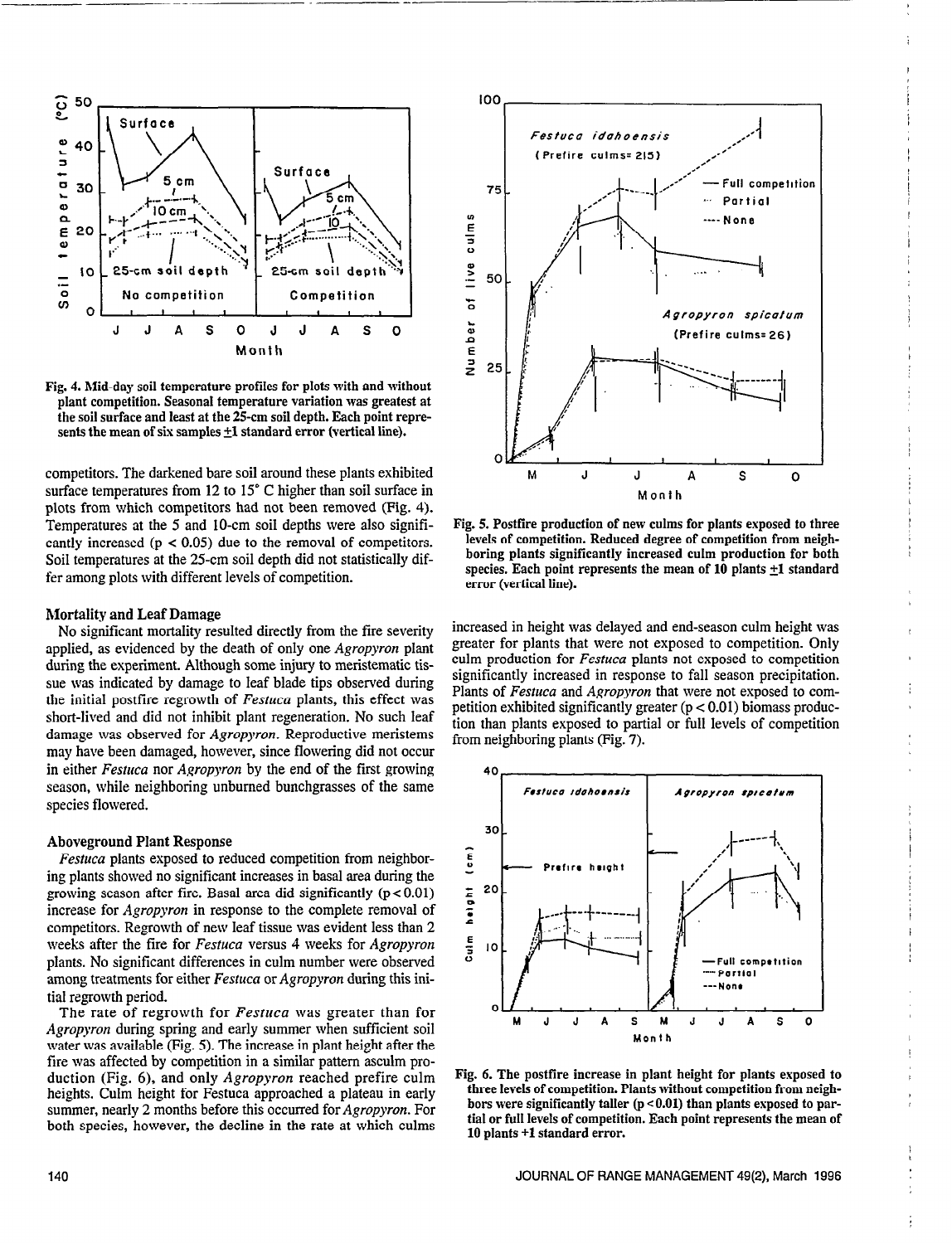Fig. 4. Mid-day soil temperature profiles for plots with and without plant competition. Seasonal temperature variation was greatest at the soil surface and least at the 25-cm soil depth. Each point represents the mean of six samples ±1 standard error (vertical line).

competitors. The darkened bare soil around these plants exhibited surface temperatures from 12 to 15° C higher than soil surface in plots from which competitors had not been removed (Fig. 4). Temperatures at the 5 and 10-cm soil depths were also significantly increased ($p < 0.05$) due to the removal of competitors. Soil temperatures at the 25-cm soil depth did not statistically differ among plots with different levels of competition.

### Mortality and Leaf Damage

No significant mortality resulted directly from the fire severity applied, as evidenced by the death of only one *Agropyron* plant during the experiment. Although some injury to meristematic tissue was indicated by damage to leaf blade tips observed during the initial postfire regrowth of *Festuca* plants, this effect was short-lived and did not inhibit plant regeneration. No such leaf damage was observed for *Agropyron*. Reproductive meristems may have been damaged, however, since flowering did not occur in either *Festuca* nor *Agropyron* by the end of the first growing season, while neighboring unburned bunchgrasses of the same species flowered.

### Aboveground Plant Response

*Festuca* plants exposed to reduced competition from neighboring plants showed no significant increases in basal area during the growing season after fire. Basal area did significantly ($p < 0.01$) increase for *Agropyron* in response to the complete removal of competitors. Regrowth of new leaf tissue was evident less than 2 weeks after the fire for *Festuca* versus 4 weeks for *Agropyron* plants. No significant differences in culm number were observed among treatments for either *Festuca* or *Agropyron* during this initial regrowth period.

The rate of regrowth for *Festuca* was greater than for *Agropyron* during spring and early summer when sufficient soil water was available (Fig. 5). The increase in plant height after the fire was affected by competition in a similar pattern asculm production (Fig. 6), and only *Agropyron* reached prefire culm heights. Culm height for Festuca approached a plateau in early summer, nearly 2 months before this occurred for *Agropyron*. For both species, however, the decline in the rate at which culms increased in height was delayed and end-season culm height was greater for plants that were not exposed to competition. Only culm production for *Festuca* plants not exposed to competition significantly increased in response to fall season precipitation. Plants of *Festuca* and *Agropyron* that were not exposed to competition exhibited significantly greater ($p < 0.01$) biomass production than plants exposed to partial or full levels of competition from neighboring plants (Fig. 7).

Fig. 5. Postfire production of new culms for plants exposed to three levels of competition. Reduced degree of competition from neighboring plants significantly increased culm production for both species. Each point represents the mean of 10 plants ±1 standard error (vertical line).

Fig. 6. The postfire increase in plant height for plants exposed to three levels of competition. Plants without competition from neighbors were significantly taller ($p < 0.01$) than plants exposed to partial or full levels of competition. Each point represents the mean of 10 plants +1 standard error.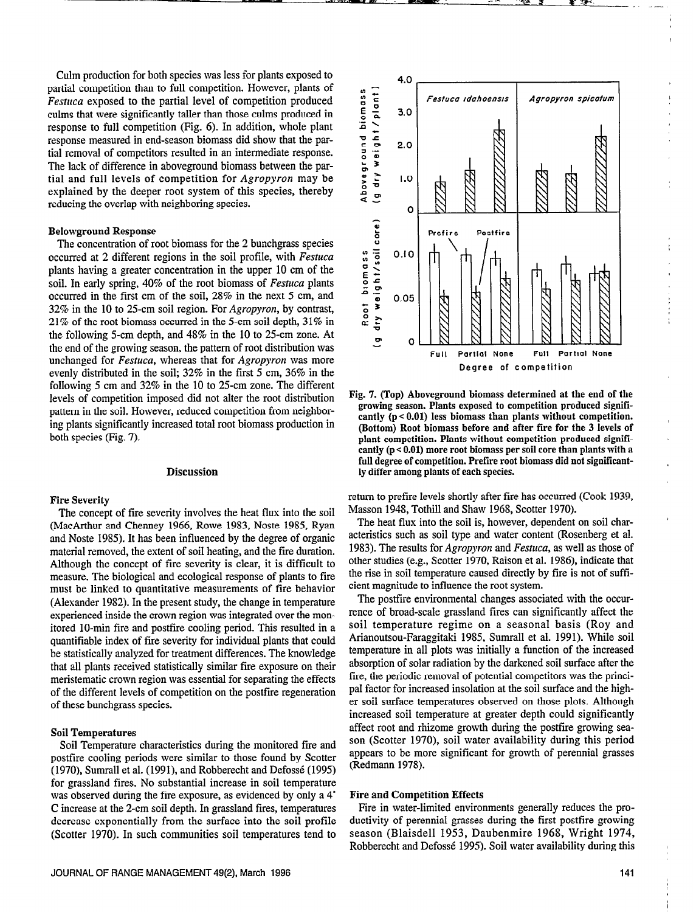Culm production for both species was less for plants exposed to partial competition than to full competition. However, plants of *Festuca* exposed to the partial level of competition produced culms that were significantly taller than those culms produced in response to full competition (Fig. 6). In addition, whole plant response measured in end-season biomass did show that the partial removal of competitors resulted in an intermediate response. The lack of difference in aboveground biomass between the partial and full levels of competition for *Agropyron* may be explained by the deeper root system of this species, thereby reducing the overlap with neighboring species.

### Belowground Response

The concentration of root biomass for the 2 bunchgrass species occurred at 2 different regions in the soil profile, with *Festuca* plants having a greater concentration in the upper 10 cm of the soil. In early spring, 40% of the root biomass of *Festuca* plants occurred in the first cm of the soil, 28% in the next 5 cm, and 32% in the 10 to 25-cm soil region. For *Agropyron*, by contrast, 21% of the root biomass occurred in the 5-cm soil depth, 31% in the following 5-cm depth, and 48% in the 10 to 25-cm zone. At the end of the growing season, the pattern of root distribution was unchanged for *Festuca*, whereas that for *Agropyron* was more evenly distributed in the soil; 32% in the first 5 cm, 36% in the following 5 cm and 32% in the 10 to 25-cm zone. The different levels of competition imposed did not alter the root distribution pattern in the soil. However, reduced competition from neighboring plants significantly increased total root biomass production in both species (Fig. 7).

Fig. 7. (Top) Aboveground biomass determined at the end of the growing season. Plants exposed to competition produced significantly ($p < 0.01$) less biomass than plants without competition. (Bottom) Root biomass before and after fire for the 3 levels of plant competition. Plants without competition produced significantly ($p < 0.01$) more root biomass per soil core than plants with a full degree of competition. Prefire root biomass did not significantly differ among plants of each species.

## Discussion

### Fire Severity

The concept of fire severity involves the heat flux into the soil (MacArthur and Chenney 1966, Rowe 1983, Noste 1985, Ryan and Noste 1985). It has been influenced by the degree of organic material removed, the extent of soil heating, and the fire duration. Although the concept of fire severity is clear, it is difficult to measure. The biological and ecological response of plants to fire must be linked to quantitative measurements of fire behavior (Alexander 1982). In the present study, the change in temperature experienced inside the crown region was integrated over the monitored 10-min fire and postfire cooling period. This resulted in a quantifiable index of fire severity for individual plants that could be statistically analyzed for treatment differences. The knowledge that all plants received statistically similar fire exposure on their meristematic crown region was essential for separating the effects of the different levels of competition on the postfire regeneration of these bunchgrass species.

### Soil Temperatures

Soil Temperature characteristics during the monitored fire and postfire cooling periods were similar to those found by Scotter (1970), Sumrall et al. (1991), and Robberecht and Defossé (1995) for grassland fires. No substantial increase in soil temperature was observed during the fire exposure, as evidenced by only a 4° C increase at the 2-cm soil depth. In grassland fires, temperatures decrease exponentially from the surface into the soil profile (Scotter 1970). In such communities soil temperatures tend to return to prefire levels shortly after fire has occurred (Cook 1939, Masson 1948, Tothill and Shaw 1968, Scotter 1970).

The heat flux into the soil is, however, dependent on soil characteristics such as soil type and water content (Rosenberg et al. 1983). The results for *Agropyron* and *Festuca*, as well as those of other studies (e.g., Scotter 1970, Raison et al. 1986), indicate that the rise in soil temperature caused directly by fire is not of sufficient magnitude to influence the root system.

The postfire environmental changes associated with the occurrence of broad-scale grassland fires can significantly affect the soil temperature regime on a seasonal basis (Roy and Arianoutsou-Faraggitaki 1985, Sumrall et al. 1991). While soil temperature in all plots was initially a function of the increased absorption of solar radiation by the darkened soil surface after the fire, the periodic removal of potential competitors was the principal factor for increased insolation at the soil surface and the higher soil surface temperatures observed on those plots. Although increased soil temperature at greater depth could significantly affect root and rhizome growth during the postfire growing season (Scotter 1970), soil water availability during this period appears to be more significant for growth of perennial grasses (Redmann 1978).

### Fire and Competition Effects

Fire in water-limited environments generally reduces the productivity of perennial grasses during the first postfire growing season (Blaisdell 1953, Daubenmire 1968, Wright 1974, Robberecht and Defossé 1995). Soil water availability during this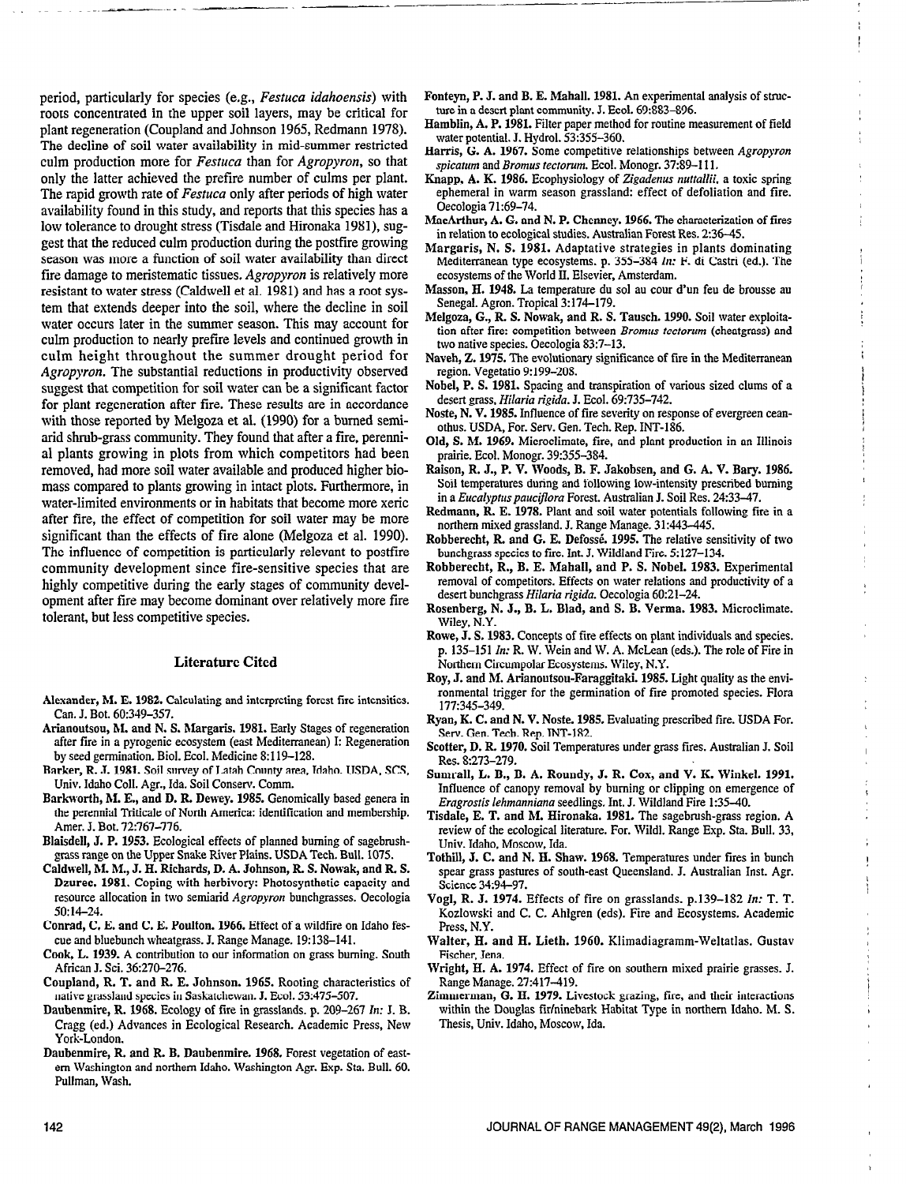period, particularly for species (e.g., *Festuca idahoensis*) with roots concentrated in the upper soil layers, may be critical for plant regeneration (Coupland and Johnson 1965, Redmann 1978). The decline of soil water availability in mid-summer restricted culm production more for *Festuca* than for *Agropyron*, so that only the latter achieved the prefire number of culms per plant. The rapid growth rate of *Festuca* only after periods of high water availability found in this study, and reports that this species has a low tolerance to drought stress (Tisdale and Hironaka 1981), suggest that the reduced culm production during the postfire growing season was more a function of soil water availability than direct fire damage to meristematic tissues. *Agropyron* is relatively more resistant to water stress (Caldwell et al. 1981) and has a root system that extends deeper into the soil, where the decline in soil water occurs later in the summer season. This may account for culm production to nearly prefire levels and continued growth in culm height throughout the summer drought period for *Agropyron*. The substantial reductions in productivity observed suggest that competition for soil water can be a significant factor for plant regeneration after fire. These results are in accordance with those reported by Melgoza et al. (1990) for a burned semiarid shrub-grass community. They found that after a fire, perennial plants growing in plots from which competitors had been removed, had more soil water available and produced higher biomass compared to plants growing in intact plots. Furthermore, in water-limited environments or in habitats that become more xeric after fire, the effect of competition for soil water may be more significant than the effects of fire alone (Melgoza et al. 1990). The influence of competition is particularly relevant to postfire community development since fire-sensitive species that are highly competitive during the early stages of community development after fire may become dominant over relatively more fire tolerant, but less competitive species.

## Literature Cited

Alexander, M. E. 1982. Calculating and interpreting forest fire intensities. Can. J. Bot. 60:349–357.

Arianoutsou, M. and N. S. Margaris. 1981. Early Stages of regeneration after fire in a pyrogenic ecosystem (east Mediterranean) I: Regeneration by seed germination. Biol. Ecol. Medicine 8:119–128.

Barker, R. J. 1981. Soil survey of Latah County area, Idaho. USDA, SCS, Univ. Idaho Coll. Agr., Ida. Soil Conserv. Comm.

Barkworth, M. E., and D. R. Dewey. 1985. Genomically based genera in the perennial Triticale of North America: identification and membership. Amer. J. Bot. 72:767–776.

Blaisdell, J. P. 1953. Ecological effects of planned burning of sagebrush-grass range on the Upper Snake River Plains. USDA Tech. Bull. 1075.

Caldwell, M. M., J. H. Richards, D. A. Johnson, R. S. Nowak, and R. S. Dzurec. 1981. Coping with herbivory: Photosynthetic capacity and resource allocation in two semiarid *Agropyron* bunchgrasses. Oecologia 50:14–24.

Conrad, C. E. and C. E. Poulton. 1966. Effect of a wildfire on Idaho fescue and bluebunch wheatgrass. J. Range Manage. 19:138–141.

Cook, L. 1939. A contribution to our information on grass burning. South African J. Sci. 36:270–276.

Coupland, R. T. and R. E. Johnson. 1965. Rooting characteristics of native grassland species in Saskatchewan. J. Ecol. 53:475–507.

Daubenmire, R. 1968. Ecology of fire in grasslands. p. 209–267 *In:* J. B. Cragg (ed.) Advances in Ecological Research. Academic Press, New York-London.

Daubenmire, R. and R. B. Daubenmire. 1968. Forest vegetation of eastern Washington and northern Idaho. Washington Agr. Exp. Sta. Bull. 60. Pullman, Wash.

Fonteyn, P. J. and B. E. Mahall. 1981. An experimental analysis of structure in a desert plant community. J. Ecol. 69:883–896.

Hamblin, A. P. 1981. Filter paper method for routine measurement of field water potential. J. Hydrol. 53:355–360.

Harris, G. A. 1967. Some competitive relationships between *Agropyron spicatum* and *Bromus tectorum*. Ecol. Monogr. 37:89–111.

Knapp, A. K. 1986. Ecophysiology of *Zigadenus nuttallii*, a toxic spring ephemeral in warm season grassland: effect of defoliation and fire. Oecologia 71:69–74.

MacArthur, A. G. and N. P. Chenney. 1966. The characterization of fires in relation to ecological studies. Australian Forest Res. 2:36–45.

Margaris, N. S. 1981. Adaptative strategies in plants dominating Mediterranean type ecosystems. p. 355–384 *In:* F. di Castri (ed.). The ecosystems of the World II. Elsevier, Amsterdam.

Masson, H. 1948. La temperature du sol au cour d'un feu de brousse au Senegal. Agron. Tropical 3:174–179.

Melgoza, G., R. S. Nowak, and R. S. Tausch. 1990. Soil water exploitation after fire: competition between *Bromus tectorum* (cheatgrass) and two native species. Oecologia 83:7–13.

Naveh, Z. 1975. The evolutionary significance of fire in the Mediterranean region. Vegetatio 9:199–208.

Nobel, P. S. 1981. Spacing and transpiration of various sized clums of a desert grass, *Hilaria rigida*. J. Ecol. 69:735–742.

Noste, N. V. 1985. Influence of fire severity on response of evergreen ceanothus. USDA, For. Serv. Gen. Tech. Rep. INT-186.

Old, S. M. 1969. Microclimate, fire, and plant production in an Illinois prairie. Ecol. Monogr. 39:355–384.

Raison, R. J., P. V. Woods, B. F. Jakobsen, and G. A. V. Bary. 1986. Soil temperatures during and following low-intensity prescribed burning in a *Eucalyptus pauciflora* Forest. Australian J. Soil Res. 24:33–47.

Redmann, R. E. 1978. Plant and soil water potentials following fire in a northern mixed grassland. J. Range Manage. 31:443–445.

Robberecht, R. and G. E. Defossé. 1995. The relative sensitivity of two bunchgrass species to fire. Int. J. Wildland Fire. 5:127–134.

Robberecht, R., B. E. Mahall, and P. S. Nobel. 1983. Experimental removal of competitors. Effects on water relations and productivity of a desert bunchgrass *Hilaria rigida*. Oecologia 60:21–24.

Rosenberg, N. J., B. L. Blad, and S. B. Verma. 1983. Microclimate. Wiley, N.Y.

Rowe, J. S. 1983. Concepts of fire effects on plant individuals and species. p. 135–151 *In:* R. W. Wein and W. A. McLean (eds.). The role of Fire in Northern Circumpolar Ecosystems. Wiley, N.Y.

Roy, J. and M. Arianoutsou-Faraggitaki. 1985. Light quality as the environmental trigger for the germination of fire promoted species. Flora 177:345–349.

Ryan, K. C. and N. V. Noste. 1985. Evaluating prescribed fire. USDA For. Serv. Gen. Tech. Rep. INT-182.

Scotter, D. R. 1970. Soil Temperatures under grass fires. Australian J. Soil Res. 8:273–279.

Sumrall, L. B., B. A. Roundy, J. R. Cox, and V. K. Winkel. 1991. Influence of canopy removal by burning or clipping on emergence of *Eragrostis lehmanniana* seedlings. Int. J. Wildland Fire 1:35–40.

Tisdale, E. T. and M. Hironaka. 1981. The sagebrush-grass region. A review of the ecological literature. For. Wildl. Range Exp. Sta. Bull. 33, Univ. Idaho, Moscow, Ida.

Tothill, J. C. and N. H. Shaw. 1968. Temperatures under fires in bunch spear grass pastures of south-east Queensland. J. Australian Inst. Agr. Science 34:94–97.

Vogl, R. J. 1974. Effects of fire on grasslands. p.139–182 *In:* T. T. Kozlowski and C. C. Ahlgren (eds). Fire and Ecosystems. Academic Press, N.Y.

Walter, H. and H. Lieth. 1960. Klimadiagramm-Weltatlas. Gustav Fischer, Jena.

Wright, H. A. 1974. Effect of fire on southern mixed prairie grasses. J. Range Manage. 27:417–419.

Zimmerman, G. H. 1979. Livestock grazing, fire, and their interactions within the Douglas fir/ninebark Habitat Type in northern Idaho. M. S. Thesis, Univ. Idaho, Moscow, Ida.